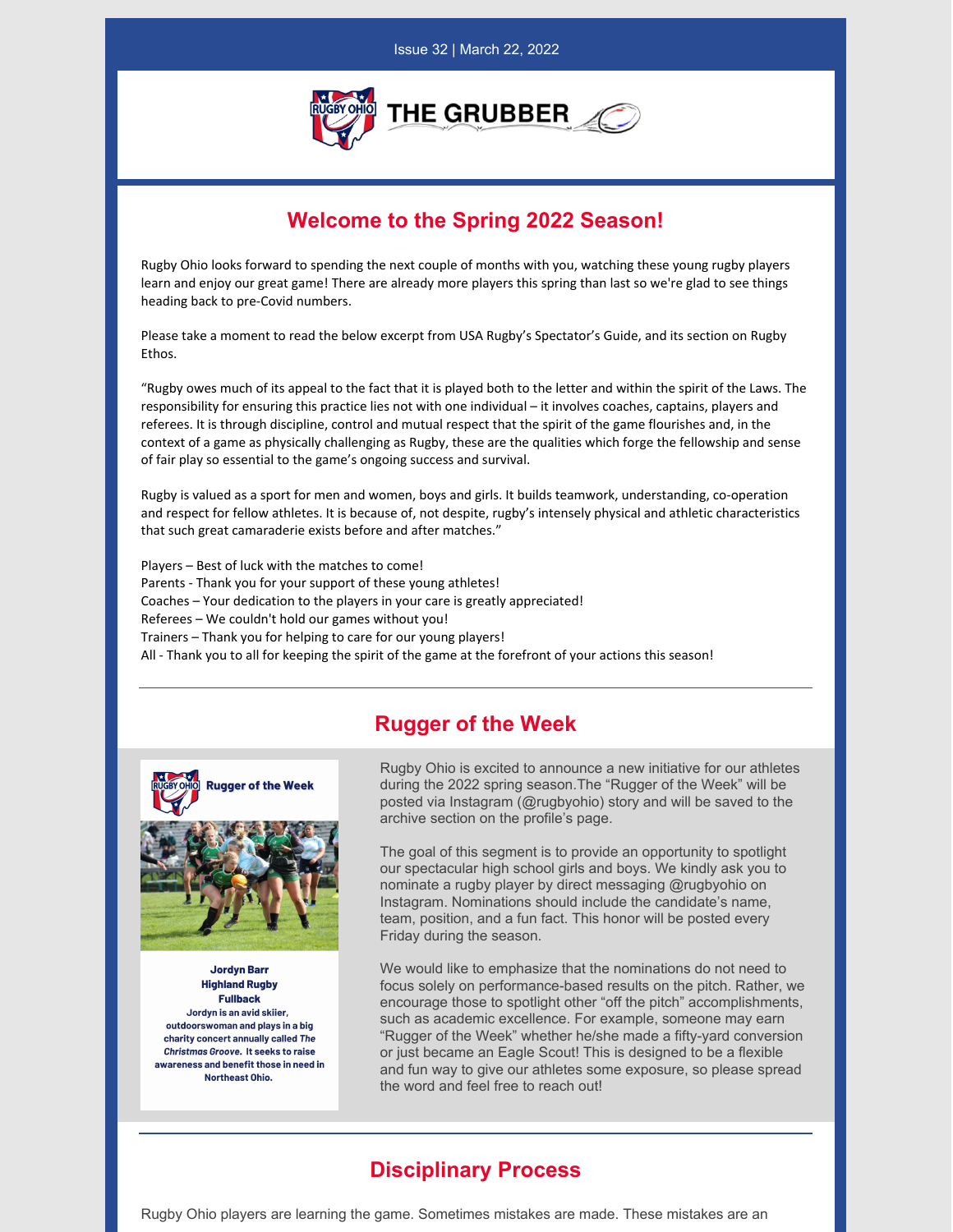Issue 32 | March 22, 2022

# THE GRUBBER

## Welcome to the Spring 2022 Season!

Rugby Ohio looks forward to spending the next couple of months with you, watching these young rugby players learn and enjoy our great game! There are already more players this spring than last so we're glad to see things heading back to pre-Covid numbers.

Please take a moment to read the below excerpt from USA Rugby's Spectator's Guide, and its section on Rugby Ethos.

"Rugby owes much of its appeal to the fact that it is played both to the letter and within the spirit of the Laws. The responsibility for ensuring this practice lies not with one individual – it involves coaches, captains, players and referees. It is through discipline, control and mutual respect that the spirit of the game flourishes and, in the context of a game as physically challenging as Rugby, these are the qualities which forge the fellowship and sense of fair play so essential to the game's ongoing success and survival.

Rugby is valued as a sport for men and women, boys and girls. It builds teamwork, understanding, co-operation and respect for fellow athletes. It is because of, not despite, rugby's intensely physical and athletic characteristics that such great camaraderie exists before and after matches."

Players – Best of luck with the matches to come!
Parents - Thank you for your support of these young athletes!
Coaches – Your dedication to the players in your care is greatly appreciated!
Referees – We couldn't hold our games without you!
Trainers – Thank you for helping to care for our young players!
All - Thank you to all for keeping the spirit of the game at the forefront of your actions this season!

---

## Rugger of the Week

**Rugger of the Week**

**Jordyn Barr**
**Highland Rugby**
**Fullback**
**Jordyn is an avid skiier, outdoorswoman and plays in a big charity concert annually called *The Christmas Groove*. It seeks to raise awareness and benefit those in need in Northeast Ohio.**

Rugby Ohio is excited to announce a new initiative for our athletes during the 2022 spring season.The "Rugger of the Week" will be posted via Instagram (@rugbyohio) story and will be saved to the archive section on the profile's page.

The goal of this segment is to provide an opportunity to spotlight our spectacular high school girls and boys. We kindly ask you to nominate a rugby player by direct messaging @rugbyohio on Instagram. Nominations should include the candidate's name, team, position, and a fun fact. This honor will be posted every Friday during the season.

We would like to emphasize that the nominations do not need to focus solely on performance-based results on the pitch. Rather, we encourage those to spotlight other "off the pitch" accomplishments, such as academic excellence. For example, someone may earn "Rugger of the Week" whether he/she made a fifty-yard conversion or just became an Eagle Scout! This is designed to be a flexible and fun way to give our athletes some exposure, so please spread the word and feel free to reach out!

---

## Disciplinary Process

Rugby Ohio players are learning the game. Sometimes mistakes are made. These mistakes are an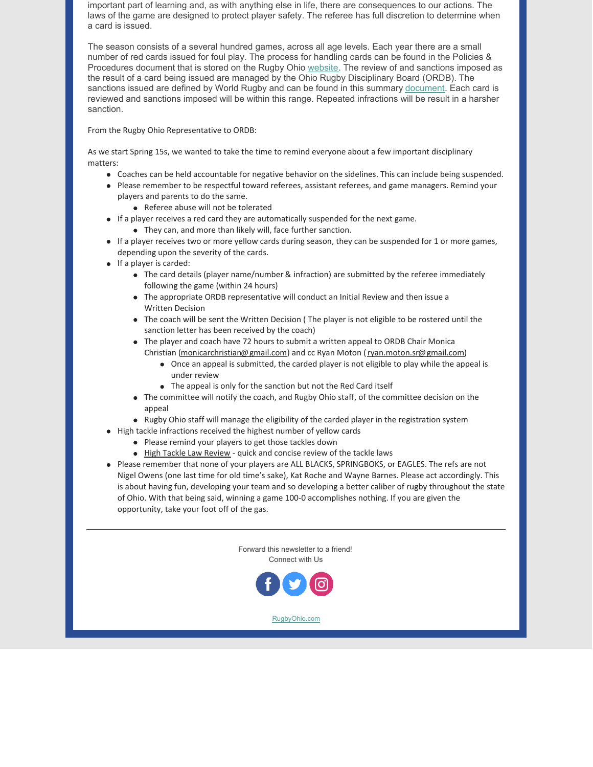important part of learning and, as with anything else in life, there are consequences to our actions. The laws of the game are designed to protect player safety. The referee has full discretion to determine when a card is issued.

The season consists of a several hundred games, across all age levels. Each year there are a small number of red cards issued for foul play. The process for handling cards can be found in the Policies & Procedures document that is stored on the Rugby Ohio website. The review of and sanctions imposed as the result of a card being issued are managed by the Ohio Rugby Disciplinary Board (ORDB). The sanctions issued are defined by World Rugby and can be found in this summary document. Each card is reviewed and sanctions imposed will be within this range. Repeated infractions will be result in a harsher sanction.

From the Rugby Ohio Representative to ORDB:

As we start Spring 15s, we wanted to take the time to remind everyone about a few important disciplinary matters:

- Coaches can be held accountable for negative behavior on the sidelines. This can include being suspended.
- Please remember to be respectful toward referees, assistant referees, and game managers. Remind your players and parents to do the same.
  - Referee abuse will not be tolerated
- If a player receives a red card they are automatically suspended for the next game.
  - They can, and more than likely will, face further sanction.
- If a player receives two or more yellow cards during season, they can be suspended for 1 or more games, depending upon the severity of the cards.
- If a player is carded:
  - The card details (player name/number & infraction) are submitted by the referee immediately following the game (within 24 hours)
  - The appropriate ORDB representative will conduct an Initial Review and then issue a Written Decision
  - The coach will be sent the Written Decision ( The player is not eligible to be rostered until the sanction letter has been received by the coach)
  - The player and coach have 72 hours to submit a written appeal to ORDB Chair Monica Christian (monicarchristian@gmail.com) and cc Ryan Moton ( ryan.moton.sr@gmail.com)
    - Once an appeal is submitted, the carded player is not eligible to play while the appeal is under review
    - The appeal is only for the sanction but not the Red Card itself
  - The committee will notify the coach, and Rugby Ohio staff, of the committee decision on the appeal
  - Rugby Ohio staff will manage the eligibility of the carded player in the registration system
- High tackle infractions received the highest number of yellow cards
  - Please remind your players to get those tackles down
  - High Tackle Law Review - quick and concise review of the tackle laws
- Please remember that none of your players are ALL BLACKS, SPRINGBOKS, or EAGLES. The refs are not Nigel Owens (one last time for old time's sake), Kat Roche and Wayne Barnes. Please act accordingly. This is about having fun, developing your team and so developing a better caliber of rugby throughout the state of Ohio. With that being said, winning a game 100-0 accomplishes nothing. If you are given the opportunity, take your foot off of the gas.

---

Forward this newsletter to a friend!

Connect with Us

RugbyOhio.com